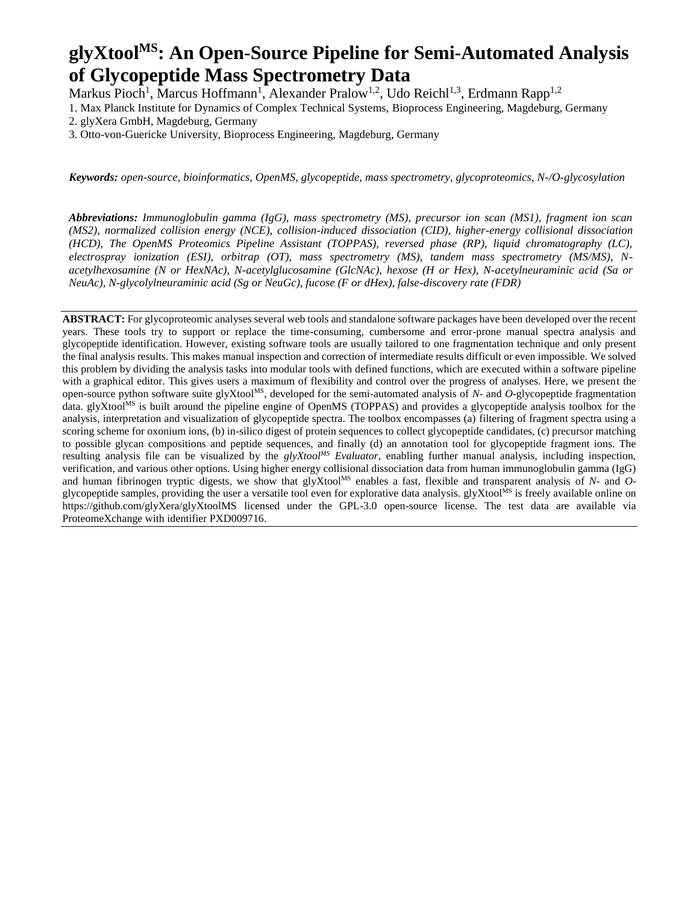# glyXtool$^{MS}$: An Open-Source Pipeline for Semi-Automated Analysis of Glycopeptide Mass Spectrometry Data

Markus Pioch[1], Marcus Hoffmann[1], Alexander Pralow[1,2], Udo Reichl[1,3], Erdmann Rapp[1,2]

1. Max Planck Institute for Dynamics of Complex Technical Systems, Bioprocess Engineering, Magdeburg, Germany
2. glyXera GmbH, Magdeburg, Germany
3. Otto-von-Guericke University, Bioprocess Engineering, Magdeburg, Germany

***Keywords:*** *open-source, bioinformatics, OpenMS, glycopeptide, mass spectrometry, glycoproteomics, N-/O-glycosylation*

***Abbreviations:*** *Immunoglobulin gamma (IgG), mass spectrometry (MS), precursor ion scan (MS1), fragment ion scan (MS2), normalized collision energy (NCE), collision-induced dissociation (CID), higher-energy collisional dissociation (HCD), The OpenMS Proteomics Pipeline Assistant (TOPPAS), reversed phase (RP), liquid chromatography (LC), electrospray ionization (ESI), orbitrap (OT), mass spectrometry (MS), tandem mass spectrometry (MS/MS), N-acetylhexosamine (N or HexNAc), N-acetylglucosamine (GlcNAc), hexose (H or Hex), N-acetylneuraminic acid (Sa or NeuAc), N-glycolylneuraminic acid (Sg or NeuGc), fucose (F or dHex), false-discovery rate (FDR)*

**ABSTRACT:** For glycoproteomic analyses several web tools and standalone software packages have been developed over the recent years. These tools try to support or replace the time-consuming, cumbersome and error-prone manual spectra analysis and glycopeptide identification. However, existing software tools are usually tailored to one fragmentation technique and only present the final analysis results. This makes manual inspection and correction of intermediate results difficult or even impossible. We solved this problem by dividing the analysis tasks into modular tools with defined functions, which are executed within a software pipeline with a graphical editor. This gives users a maximum of flexibility and control over the progress of analyses. Here, we present the open-source python software suite glyXtool$^{MS}$, developed for the semi-automated analysis of *N*- and *O*-glycopeptide fragmentation data. glyXtool$^{MS}$ is built around the pipeline engine of OpenMS (TOPPAS) and provides a glycopeptide analysis toolbox for the analysis, interpretation and visualization of glycopeptide spectra. The toolbox encompasses (a) filtering of fragment spectra using a scoring scheme for oxonium ions, (b) in-silico digest of protein sequences to collect glycopeptide candidates, (c) precursor matching to possible glycan compositions and peptide sequences, and finally (d) an annotation tool for glycopeptide fragment ions. The resulting analysis file can be visualized by the *glyXtool$^{MS}$ Evaluator*, enabling further manual analysis, including inspection, verification, and various other options. Using higher energy collisional dissociation data from human immunoglobulin gamma (IgG) and human fibrinogen tryptic digests, we show that glyXtool$^{MS}$ enables a fast, flexible and transparent analysis of *N*- and *O*-glycopeptide samples, providing the user a versatile tool even for explorative data analysis. glyXtool$^{MS}$ is freely available online on https://github.com/glyXera/glyXtoolMS licensed under the GPL-3.0 open-source license. The test data are available via ProteomeXchange with identifier PXD009716.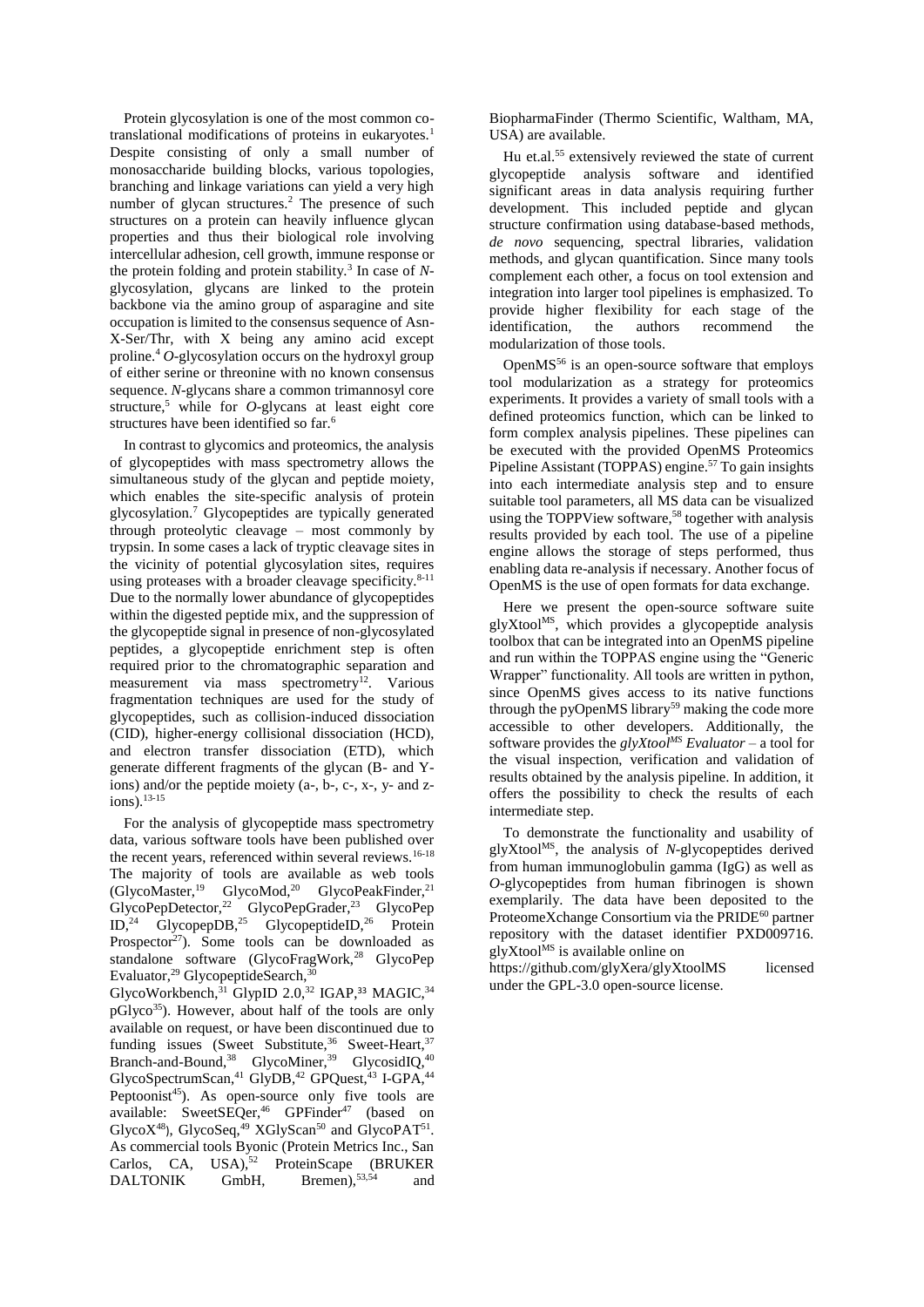Protein glycosylation is one of the most common co-translational modifications of proteins in eukaryotes.[1] Despite consisting of only a small number of monosaccharide building blocks, various topologies, branching and linkage variations can yield a very high number of glycan structures.[2] The presence of such structures on a protein can heavily influence glycan properties and thus their biological role involving intercellular adhesion, cell growth, immune response or the protein folding and protein stability.[3] In case of *N*-glycosylation, glycans are linked to the protein backbone via the amino group of asparagine and site occupation is limited to the consensus sequence of Asn-X-Ser/Thr, with X being any amino acid except proline.[4] *O*-glycosylation occurs on the hydroxyl group of either serine or threonine with no known consensus sequence. *N*-glycans share a common trimannosyl core structure,[5] while for *O*-glycans at least eight core structures have been identified so far.[6]

In contrast to glycomics and proteomics, the analysis of glycopeptides with mass spectrometry allows the simultaneous study of the glycan and peptide moiety, which enables the site-specific analysis of protein glycosylation.[7] Glycopeptides are typically generated through proteolytic cleavage – most commonly by trypsin. In some cases a lack of tryptic cleavage sites in the vicinity of potential glycosylation sites, requires using proteases with a broader cleavage specificity.[8-11] Due to the normally lower abundance of glycopeptides within the digested peptide mix, and the suppression of the glycopeptide signal in presence of non-glycosylated peptides, a glycopeptide enrichment step is often required prior to the chromatographic separation and measurement via mass spectrometry[12]. Various fragmentation techniques are used for the study of glycopeptides, such as collision-induced dissociation (CID), higher-energy collisional dissociation (HCD), and electron transfer dissociation (ETD), which generate different fragments of the glycan (B- and Y-ions) and/or the peptide moiety (a-, b-, c-, x-, y- and z-ions).[13-15]

For the analysis of glycopeptide mass spectrometry data, various software tools have been published over the recent years, referenced within several reviews.[16-18] The majority of tools are available as web tools (GlycoMaster,[19] GlycoMod,[20] GlycoPeakFinder,[21] GlycoPepDetector,[22] GlycoPepGrader,[23] GlycoPep ID,[24] GlycopepDB,[25] GlycopeptideID,[26] Protein Prospector[27]). Some tools can be downloaded as standalone software (GlycoFragWork,[28] GlycoPep Evaluator,[29] GlycopeptideSearch,[30] GlycoWorkbench,[31] GlypID 2.0,[32] IGAP,[33] MAGIC,[34] pGlyco[35]). However, about half of the tools are only available on request, or have been discontinued due to funding issues (Sweet Substitute,[36] Sweet-Heart,[37] Branch-and-Bound,[38] GlycoMiner,[39] GlycosidIQ,[40] GlycoSpectrumScan,[41] GlyDB,[42] GPQuest,[43] I-GPA,[44] Peptoonist[45]). As open-source only five tools are available: SweetSEQer,[46] GPFinder[47] (based on GlycoX[48]), GlycoSeq,[49] XGlyScan[50] and GlycoPAT[51]. As commercial tools Byonic (Protein Metrics Inc., San Carlos, CA, USA),[52] ProteinScape (BRUKER DALTONIK GmbH, Bremen),[53,54] and BiopharmaFinder (Thermo Scientific, Waltham, MA, USA) are available.

Hu et.al.[55] extensively reviewed the state of current glycopeptide analysis software and identified significant areas in data analysis requiring further development. This included peptide and glycan structure confirmation using database-based methods, *de novo* sequencing, spectral libraries, validation methods, and glycan quantification. Since many tools complement each other, a focus on tool extension and integration into larger tool pipelines is emphasized. To provide higher flexibility for each stage of the identification, the authors recommend the modularization of those tools.

OpenMS[56] is an open-source software that employs tool modularization as a strategy for proteomics experiments. It provides a variety of small tools with a defined proteomics function, which can be linked to form complex analysis pipelines. These pipelines can be executed with the provided OpenMS Proteomics Pipeline Assistant (TOPPAS) engine.[57] To gain insights into each intermediate analysis step and to ensure suitable tool parameters, all MS data can be visualized using the TOPPView software,[58] together with analysis results provided by each tool. The use of a pipeline engine allows the storage of steps performed, thus enabling data re-analysis if necessary. Another focus of OpenMS is the use of open formats for data exchange.

Here we present the open-source software suite glyXtool$^{MS}$, which provides a glycopeptide analysis toolbox that can be integrated into an OpenMS pipeline and run within the TOPPAS engine using the "Generic Wrapper" functionality. All tools are written in python, since OpenMS gives access to its native functions through the pyOpenMS library[59] making the code more accessible to other developers. Additionally, the software provides the *glyXtool$^{MS}$ Evaluator* – a tool for the visual inspection, verification and validation of results obtained by the analysis pipeline. In addition, it offers the possibility to check the results of each intermediate step.

To demonstrate the functionality and usability of glyXtool$^{MS}$, the analysis of *N*-glycopeptides derived from human immunoglobulin gamma (IgG) as well as *O*-glycopeptides from human fibrinogen is shown exemplarily. The data have been deposited to the ProteomeXchange Consortium via the PRIDE[60] partner repository with the dataset identifier PXD009716. glyXtool$^{MS}$ is available online on https://github.com/glyXera/glyXtoolMS licensed under the GPL-3.0 open-source license.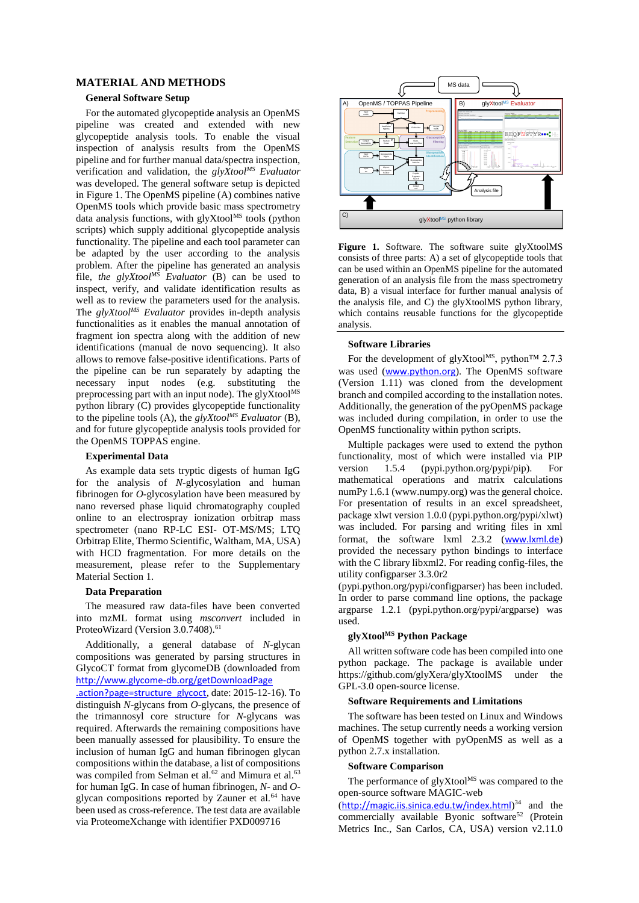## MATERIAL AND METHODS

### General Software Setup

For the automated glycopeptide analysis an OpenMS pipeline was created and extended with new glycopeptide tools. To enable the visual inspection of analysis results from the OpenMS pipeline and for further manual data/spectra inspection, verification and validation, the *glyXtool$^{MS}$ Evaluator* was developed. The general software setup is depicted in Figure 1. The OpenMS pipeline (A) combines native OpenMS tools which provide basic mass spectrometry data analysis functions, with glyXtool$^{MS}$ tools (python scripts) which supply additional glycopeptide analysis functionality. The pipeline and each tool parameter can be adapted by the user according to the analysis problem. After the pipeline has generated an analysis file, *the glyXtool$^{MS}$ Evaluator* (B) can be used to inspect, verify, and validate identification results as well as to review the parameters used for the analysis. The *glyXtool$^{MS}$ Evaluator* provides in-depth analysis functionalities as it enables the manual annotation of fragment ion spectra along with the addition of new identifications (manual de novo sequencing). It also allows to remove false-positive identifications. Parts of the pipeline can be run separately by adapting the necessary input nodes (e.g. substituting the preprocessing part with an input node). The glyXtool$^{MS}$ python library (C) provides glycopeptide functionality to the pipeline tools (A), the *glyXtool$^{MS}$ Evaluator* (B), and for future glycopeptide analysis tools provided for the OpenMS TOPPAS engine.

### Experimental Data

As example data sets tryptic digests of human IgG for the analysis of *N*-glycosylation and human fibrinogen for *O*-glycosylation have been measured by nano reversed phase liquid chromatography coupled online to an electrospray ionization orbitrap mass spectrometer (nano RP-LC ESI- OT-MS/MS; LTQ Orbitrap Elite, Thermo Scientific, Waltham, MA, USA) with HCD fragmentation. For more details on the measurement, please refer to the Supplementary Material Section 1.

### Data Preparation

The measured raw data-files have been converted into mzML format using *msconvert* included in ProteoWizard (Version 3.0.7408).[61]

Additionally, a general database of *N*-glycan compositions was generated by parsing structures in GlycoCT format from glycomeDB (downloaded from http://www.glycome-db.org/getDownloadPage.action?page=structure_glycoct, date: 2015-12-16). To distinguish *N*-glycans from *O*-glycans, the presence of the trimannosyl core structure for *N*-glycans was required. Afterwards the remaining compositions have been manually assessed for plausibility. To ensure the inclusion of human IgG and human fibrinogen glycan compositions within the database, a list of compositions was compiled from Selman et al.[62] and Mimura et al.[63] for human IgG. In case of human fibrinogen, *N*- and *O*-glycan compositions reported by Zauner et al.[64] have been used as cross-reference. The test data are available via ProteomeXchange with identifier PXD009716

**Figure 1.** Software. The software suite glyXtoolMS consists of three parts: A) a set of glycopeptide tools that can be used within an OpenMS pipeline for the automated generation of an analysis file from the mass spectrometry data, B) a visual interface for further manual analysis of the analysis file, and C) the glyXtoolMS python library, which contains reusable functions for the glycopeptide analysis.

### Software Libraries

For the development of glyXtool$^{MS}$, python™ 2.7.3 was used (www.python.org). The OpenMS software (Version 1.11) was cloned from the development branch and compiled according to the installation notes. Additionally, the generation of the pyOpenMS package was included during compilation, in order to use the OpenMS functionality within python scripts.

Multiple packages were used to extend the python functionality, most of which were installed via PIP version 1.5.4 (pypi.python.org/pypi/pip). For mathematical operations and matrix calculations numPy 1.6.1 (www.numpy.org) was the general choice. For presentation of results in an excel spreadsheet, package xlwt version 1.0.0 (pypi.python.org/pypi/xlwt) was included. For parsing and writing files in xml format, the software lxml 2.3.2 (www.lxml.de) provided the necessary python bindings to interface with the C library libxml2. For reading config-files, the utility configparser 3.3.0r2 (pypi.python.org/pypi/configparser) has been included. In order to parse command line options, the package argparse 1.2.1 (pypi.python.org/pypi/argparse) was used.

### glyXtool$^{MS}$ Python Package

All written software code has been compiled into one python package. The package is available under https://github.com/glyXera/glyXtoolMS under the GPL-3.0 open-source license.

### Software Requirements and Limitations

The software has been tested on Linux and Windows machines. The setup currently needs a working version of OpenMS together with pyOpenMS as well as a python 2.7.x installation.

### Software Comparison

The performance of glyXtool$^{MS}$ was compared to the open-source software MAGIC-web (http://magic.iis.sinica.edu.tw/index.html)[34] and the commercially available Byonic software[52] (Protein Metrics Inc., San Carlos, CA, USA) version v2.11.0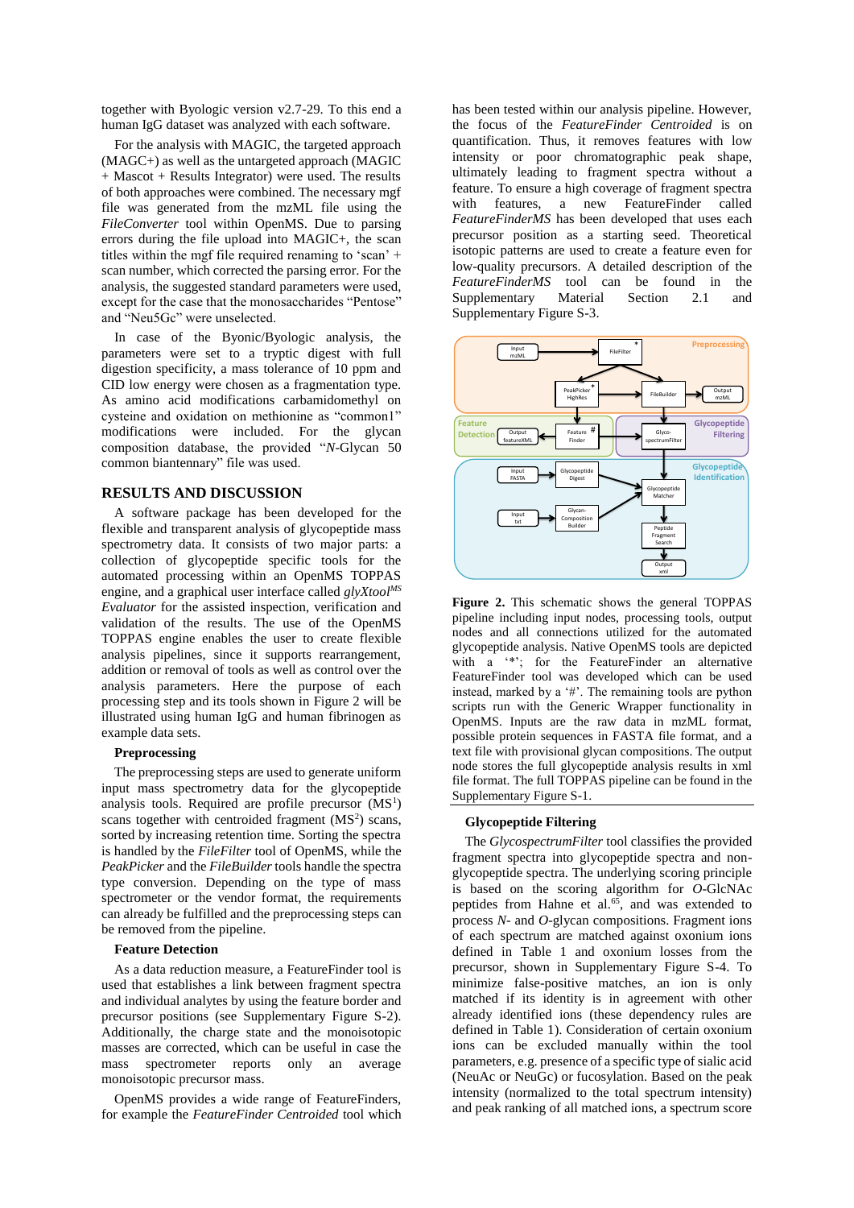together with Byologic version v2.7-29. To this end a human IgG dataset was analyzed with each software.

For the analysis with MAGIC, the targeted approach (MAGIC+) as well as the untargeted approach (MAGIC + Mascot + Results Integrator) were used. The results of both approaches were combined. The necessary mgf file was generated from the mzML file using the *FileConverter* tool within OpenMS. Due to parsing errors during the file upload into MAGIC+, the scan titles within the mgf file required renaming to 'scan' + scan number, which corrected the parsing error. For the analysis, the suggested standard parameters were used, except for the case that the monosaccharides "Pentose" and "Neu5Gc" were unselected.

In case of the Byonic/Byologic analysis, the parameters were set to a tryptic digest with full digestion specificity, a mass tolerance of 10 ppm and CID low energy were chosen as a fragmentation type. As amino acid modifications carbamidomethyl on cysteine and oxidation on methionine as "common1" modifications were included. For the glycan composition database, the provided "*N*-Glycan 50 common biantennary" file was used.

## RESULTS AND DISCUSSION

A software package has been developed for the flexible and transparent analysis of glycopeptide mass spectrometry data. It consists of two major parts: a collection of glycopeptide specific tools for the automated processing within an OpenMS TOPPAS engine, and a graphical user interface called *glyXtool$^{MS}$ Evaluator* for the assisted inspection, verification and validation of the results. The use of the OpenMS TOPPAS engine enables the user to create flexible analysis pipelines, since it supports rearrangement, addition or removal of tools as well as control over the analysis parameters. Here the purpose of each processing step and its tools shown in Figure 2 will be illustrated using human IgG and human fibrinogen as example data sets.

### Preprocessing

The preprocessing steps are used to generate uniform input mass spectrometry data for the glycopeptide analysis tools. Required are profile precursor ($MS^1$) scans together with centroided fragment ($MS^2$) scans, sorted by increasing retention time. Sorting the spectra is handled by the *FileFilter* tool of OpenMS, while the *PeakPicker* and the *FileBuilder* tools handle the spectra type conversion. Depending on the type of mass spectrometer or the vendor format, the requirements can already be fulfilled and the preprocessing steps can be removed from the pipeline.

### Feature Detection

As a data reduction measure, a FeatureFinder tool is used that establishes a link between fragment spectra and individual analytes by using the feature border and precursor positions (see Supplementary Figure S-2). Additionally, the charge state and the monoisotopic masses are corrected, which can be useful in case the mass spectrometer reports only an average monoisotopic precursor mass.

OpenMS provides a wide range of FeatureFinders, for example the *FeatureFinder Centroided* tool which has been tested within our analysis pipeline. However, the focus of the *FeatureFinder Centroided* is on quantification. Thus, it removes features with low intensity or poor chromatographic peak shape, ultimately leading to fragment spectra without a feature. To ensure a high coverage of fragment spectra with features, a new FeatureFinder called *FeatureFinderMS* has been developed that uses each precursor position as a starting seed. Theoretical isotopic patterns are used to create a feature even for low-quality precursors. A detailed description of the *FeatureFinderMS* tool can be found in the Supplementary Material Section 2.1 and Supplementary Figure S-3.

**Figure 2.** This schematic shows the general TOPPAS pipeline including input nodes, processing tools, output nodes and all connections utilized for the automated glycopeptide analysis. Native OpenMS tools are depicted with a '*'; for the FeatureFinder an alternative FeatureFinder tool was developed which can be used instead, marked by a '#'. The remaining tools are python scripts run with the Generic Wrapper functionality in OpenMS. Inputs are the raw data in mzML format, possible protein sequences in FASTA file format, and a text file with provisional glycan compositions. The output node stores the full glycopeptide analysis results in xml file format. The full TOPPAS pipeline can be found in the Supplementary Figure S-1.

### Glycopeptide Filtering

The *GlycospectrumFilter* tool classifies the provided fragment spectra into glycopeptide spectra and non-glycopeptide spectra. The underlying scoring principle is based on the scoring algorithm for *O*-GlcNAc peptides from Hahne et al.[65], and was extended to process *N*- and *O*-glycan compositions. Fragment ions of each spectrum are matched against oxonium ions defined in Table 1 and oxonium losses from the precursor, shown in Supplementary Figure S-4. To minimize false-positive matches, an ion is only matched if its identity is in agreement with other already identified ions (these dependency rules are defined in Table 1). Consideration of certain oxonium ions can be excluded manually within the tool parameters, e.g. presence of a specific type of sialic acid (NeuAc or NeuGc) or fucosylation. Based on the peak intensity (normalized to the total spectrum intensity) and peak ranking of all matched ions, a spectrum score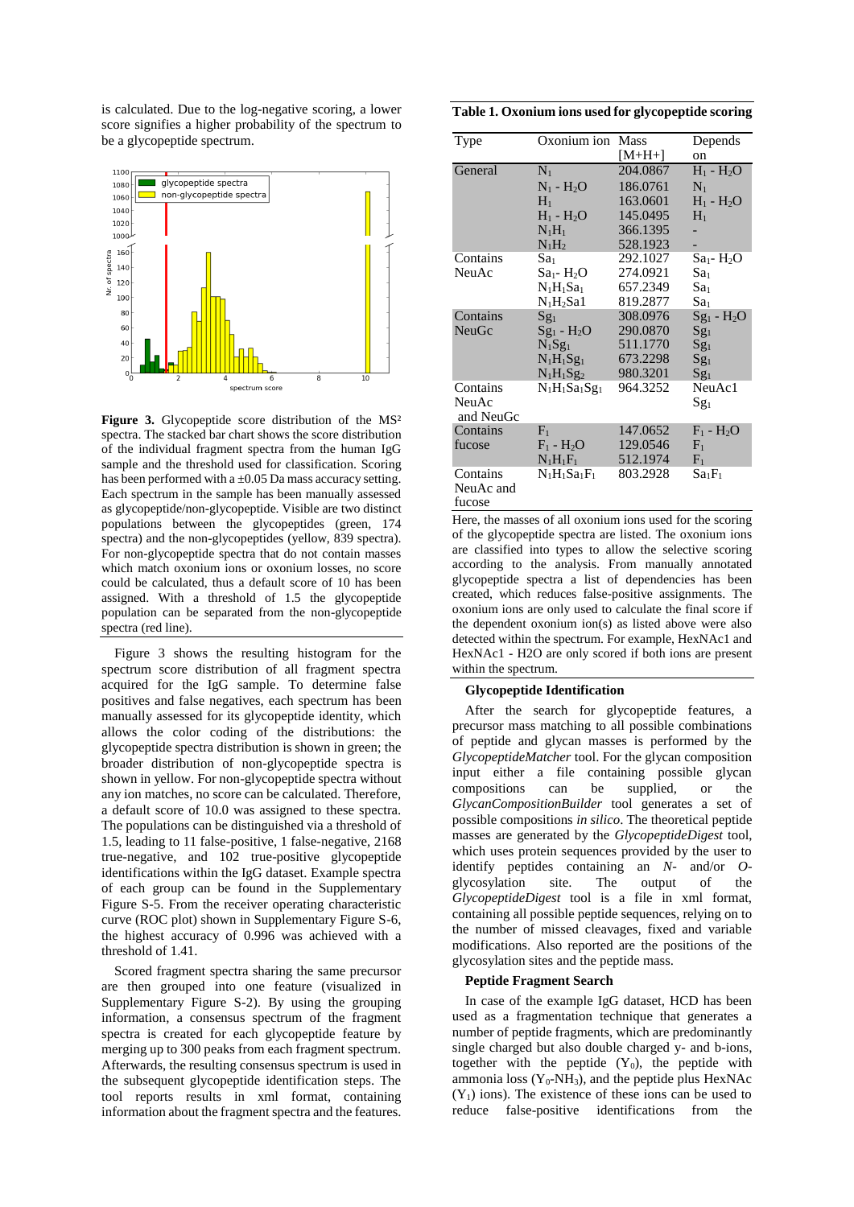is calculated. Due to the log-negative scoring, a lower score signifies a higher probability of the spectrum to be a glycopeptide spectrum.

**Figure 3.** Glycopeptide score distribution of the $MS^2$ spectra. The stacked bar chart shows the score distribution of the individual fragment spectra from the human IgG sample and the threshold used for classification. Scoring has been performed with a ±0.05 Da mass accuracy setting. Each spectrum in the sample has been manually assessed as glycopeptide/non-glycopeptide. Visible are two distinct populations between the glycopeptides (green, 174 spectra) and the non-glycopeptides (yellow, 839 spectra). For non-glycopeptide spectra that do not contain masses which match oxonium ions or oxonium losses, no score could be calculated, thus a default score of 10 has been assigned. With a threshold of 1.5 the glycopeptide population can be separated from the non-glycopeptide spectra (red line).

Figure 3 shows the resulting histogram for the spectrum score distribution of all fragment spectra acquired for the IgG sample. To determine false positives and false negatives, each spectrum has been manually assessed for its glycopeptide identity, which allows the color coding of the distributions: the glycopeptide spectra distribution is shown in green; the broader distribution of non-glycopeptide spectra is shown in yellow. For non-glycopeptide spectra without any ion matches, no score can be calculated. Therefore, a default score of 10.0 was assigned to these spectra. The populations can be distinguished via a threshold of 1.5, leading to 11 false-positive, 1 false-negative, 2168 true-negative, and 102 true-positive glycopeptide identifications within the IgG dataset. Example spectra of each group can be found in the Supplementary Figure S-5. From the receiver operating characteristic curve (ROC plot) shown in Supplementary Figure S-6, the highest accuracy of 0.996 was achieved with a threshold of 1.41.

Scored fragment spectra sharing the same precursor are then grouped into one feature (visualized in Supplementary Figure S-2). By using the grouping information, a consensus spectrum of the fragment spectra is created for each glycopeptide feature by merging up to 300 peaks from each fragment spectrum. Afterwards, the resulting consensus spectrum is used in the subsequent glycopeptide identification steps. The tool reports results in xml format, containing information about the fragment spectra and the features.

**Table 1. Oxonium ions used for glycopeptide scoring**

| Type | Oxonium ion | Mass [M+H+] | Depends on |
|---|---|---|---|
| General | $N_1$ | 204.0867 | $H_1$ - $H_2O$ |
| | $N_1$ - $H_2O$ | 186.0761 | $N_1$ |
| | $H_1$ | 163.0601 | $H_1$ - $H_2O$ |
| | $H_1$ - $H_2O$ | 145.0495 | $H_1$ |
| | $N_1H_1$ | 366.1395 | - |
| | $N_1H_2$ | 528.1923 | - |
| Contains NeuAc | $Sa_1$ | 292.1027 | $Sa_1$- $H_2O$ |
| | $Sa_1$- $H_2O$ | 274.0921 | $Sa_1$ |
| | $N_1H_1Sa_1$ | 657.2349 | $Sa_1$ |
| | $N_1H_2Sa1$ | 819.2877 | $Sa_1$ |
| Contains NeuGc | $Sg_1$ | 308.0976 | $Sg_1$ - $H_2O$ |
| | $Sg_1$ - $H_2O$ | 290.0870 | $Sg_1$ |
| | $N_1Sg_1$ | 511.1770 | $Sg_1$ |
| | $N_1H_1Sg_1$ | 673.2298 | $Sg_1$ |
| | $N_1H_1Sg_2$ | 980.3201 | $Sg_1$ |
| Contains NeuAc and NeuGc | $N_1H_1Sa_1Sg_1$ | 964.3252 | NeuAc1 $Sg_1$ |
| Contains fucose | $F_1$ | 147.0652 | $F_1$ - $H_2O$ |
| | $F_1$ - $H_2O$ | 129.0546 | $F_1$ |
| | $N_1H_1F_1$ | 512.1974 | $F_1$ |
| Contains NeuAc and fucose | $N_1H_1Sa_1F_1$ | 803.2928 | $Sa_1F_1$ |

Here, the masses of all oxonium ions used for the scoring of the glycopeptide spectra are listed. The oxonium ions are classified into types to allow the selective scoring according to the analysis. From manually annotated glycopeptide spectra a list of dependencies has been created, which reduces false-positive assignments. The oxonium ions are only used to calculate the final score if the dependent oxonium ion(s) as listed above were also detected within the spectrum. For example, HexNAc1 and HexNAc1 - H2O are only scored if both ions are present within the spectrum.

### Glycopeptide Identification

After the search for glycopeptide features, a precursor mass matching to all possible combinations of peptide and glycan masses is performed by the *GlycopeptideMatcher* tool. For the glycan composition input either a file containing possible glycan compositions can be supplied, or the *GlycanCompositionBuilder* tool generates a set of possible compositions *in silico*. The theoretical peptide masses are generated by the *GlycopeptideDigest* tool, which uses protein sequences provided by the user to identify peptides containing an *N*- and/or *O*-glycosylation site. The output of the *GlycopeptideDigest* tool is a file in xml format, containing all possible peptide sequences, relying on to the number of missed cleavages, fixed and variable modifications. Also reported are the positions of the glycosylation sites and the peptide mass.

### Peptide Fragment Search

In case of the example IgG dataset, HCD has been used as a fragmentation technique that generates a number of peptide fragments, which are predominantly single charged but also double charged y- and b-ions, together with the peptide ($Y_0$), the peptide with ammonia loss ($Y_0$-$NH_3$), and the peptide plus HexNAc ($Y_1$) ions). The existence of these ions can be used to reduce false-positive identifications from the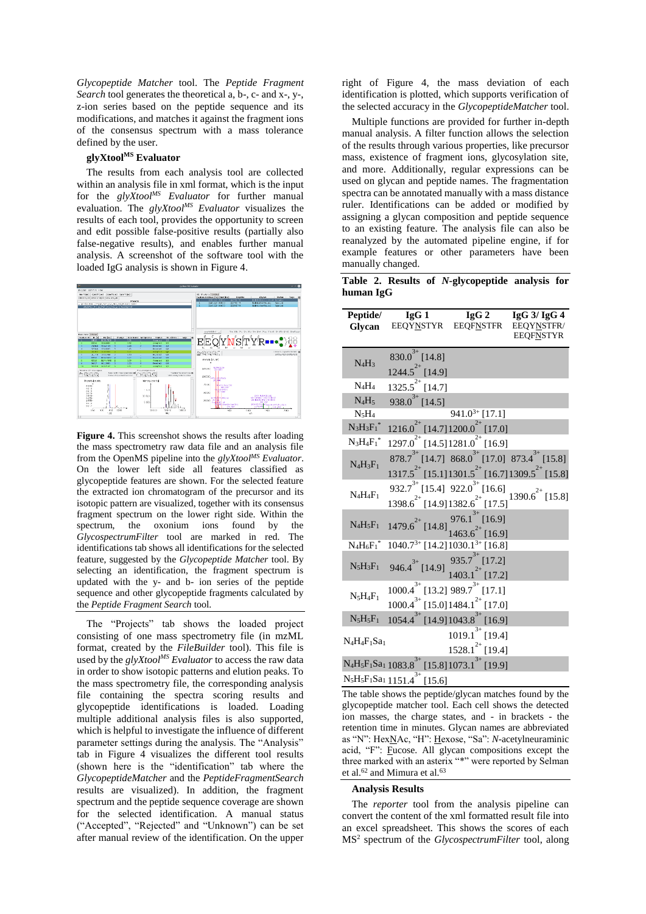*Glycopeptide Matcher* tool. The *Peptide Fragment Search* tool generates the theoretical a, b-, c- and x-, y-, z-ion series based on the peptide sequence and its modifications, and matches it against the fragment ions of the consensus spectrum with a mass tolerance defined by the user.

## glyXtool$^{MS}$ Evaluator

The results from each analysis tool are collected within an analysis file in xml format, which is the input for the *glyXtool$^{MS}$ Evaluator* for further manual evaluation. The *glyXtool$^{MS}$ Evaluator* visualizes the results of each tool, provides the opportunity to screen and edit possible false-positive results (partially also false-negative results), and enables further manual analysis. A screenshot of the software tool with the loaded IgG analysis is shown in Figure 4.

**Figure 4.** This screenshot shows the results after loading the mass spectrometry raw data file and an analysis file from the OpenMS pipeline into the *glyXtool$^{MS}$ Evaluator*. On the lower left side all features classified as glycopeptide features are shown. For the selected feature the extracted ion chromatogram of the precursor and its isotopic pattern are visualized, together with its consensus fragment spectrum on the lower right side. Within the spectrum, the oxonium ions found by the *GlycospectrumFilter* tool are marked in red. The identifications tab shows all identifications for the selected feature, suggested by the *Glycopeptide Matcher* tool. By selecting an identification, the fragment spectrum is updated with the y- and b- ion series of the peptide sequence and other glycopeptide fragments calculated by the *Peptide Fragment Search* tool.

The "Projects" tab shows the loaded project consisting of one mass spectrometry file (in mzML format, created by the *FileBuilder* tool). This file is used by the *glyXtool$^{MS}$ Evaluator* to access the raw data in order to show isotopic patterns and elution peaks. To the mass spectrometry file, the corresponding analysis file containing the spectra scoring results and glycopeptide identifications is loaded. Loading multiple additional analysis files is also supported, which is helpful to investigate the influence of different parameter settings during the analysis. The "Analysis" tab in Figure 4 visualizes the different tool results (shown here is the "identification" tab where the *GlycopeptideMatcher* and the *PeptideFragmentSearch* results are visualized). In addition, the fragment spectrum and the peptide sequence coverage are shown for the selected identification. A manual status ("Accepted", "Rejected" and "Unknown") can be set after manual review of the identification. On the upper right of Figure 4, the mass deviation of each identification is plotted, which supports verification of the selected accuracy in the *GlycopeptideMatcher* tool.

Multiple functions are provided for further in-depth manual analysis. A filter function allows the selection of the results through various properties, like precursor mass, existence of fragment ions, glycosylation site, and more. Additionally, regular expressions can be used on glycan and peptide names. The fragmentation spectra can be annotated manually with a mass distance ruler. Identifications can be added or modified by assigning a glycan composition and peptide sequence to an existing feature. The analysis file can also be reanalyzed by the automated pipeline engine, if for example features or other parameters have been manually changed.

**Table 2. Results of *N*-glycopeptide analysis for human IgG**

| Peptide/ Glycan | IgG 1 EEQYNSTYR | IgG 2 EEQFNSTFR | IgG 3/ IgG 4 EEQYNSTFR/ EEQFNSTYR |
|---|---|---|---|
| $N_4H_3$ | $830.0^{3+}$ [14.8]<br>$1244.5^{2+}$ [14.9] | | |
| $N_4H_4$ | $1325.5^{2+}$ [14.7] | | |
| $N_4H_5$ | $938.0^{3+}$ [14.5] | | |
| $N_5H_4$ | | $941.0^{3+}$ [17.1] | |
| $N_3H_3F_1$* | $1216.0^{2+}$ [14.7] | $1200.0^{2+}$ [17.0] | |
| $N_3H_4F_1$* | $1297.0^{2+}$ [14.5] | $1281.0^{2+}$ [16.9] | |
| $N_4H_3F_1$ | $878.7^{3+}$ [14.7]<br>$1317.5^{2+}$ [15.1] | $868.0^{3+}$ [17.0]<br>$1301.5^{2+}$ [16.7] | $873.4^{3+}$ [15.8]<br>$1309.5^{2+}$ [15.8] |
| $N_4H_4F_1$ | $932.7^{3+}$ [15.4]<br>$1398.6^{2+}$ [14.9] | $922.0^{3+}$ [16.6]<br>$1382.6^{2+}$ [17.5] | $1390.6^{2+}$ [15.8] |
| $N_4H_5F_1$ | $1479.6^{2+}$ [14.8] | $976.1^{3+}$ [16.9]<br>$1463.6^{2+}$ [16.9] | |
| $N_4H_6F_1$* | $1040.7^{3+}$ [14.2] | $1030.1^{3+}$ [16.8] | |
| $N_5H_3F_1$ | $946.4^{3+}$ [14.9] | $935.7^{3+}$ [17.2]<br>$1403.1^{2+}$ [17.2] | |
| $N_5H_4F_1$ | $1000.4^{3+}$ [13.2]<br>$1000.4^{3+}$ [15.0] | $989.7^{3+}$ [17.1]<br>$1484.1^{2+}$ [17.0] | |
| $N_5H_5F_1$ | $1054.4^{3+}$ [14.9] | $1043.8^{3+}$ [16.9] | |
| $N_4H_4F_1Sa_1$ | | $1019.1^{3+}$ [19.4]<br>$1528.1^{2+}$ [19.4] | |
| $N_4H_5F_1Sa_1$ | $1083.8^{3+}$ [15.8] | $1073.1^{3+}$ [19.9] | |
| $N_5H_5F_1Sa_1$ | $1151.4^{3+}$ [15.6] | | |

The table shows the peptide/glycan matches found by the glycopeptide matcher tool. Each cell shows the detected ion masses, the charge states, and - in brackets - the retention time in minutes. Glycan names are abbreviated as "N": HexNAc, "H": Hexose, "Sa": *N*-acetylneuraminic acid, "F": Fucose. All glycan compositions except the three marked with an asterix "*" were reported by Selman et al.[62] and Mimura et al.[63]

### Analysis Results

The *reporter* tool from the analysis pipeline can convert the content of the xml formatted result file into an excel spreadsheet. This shows the scores of each MS$^2$ spectrum of the *GlycospectrumFilter* tool, along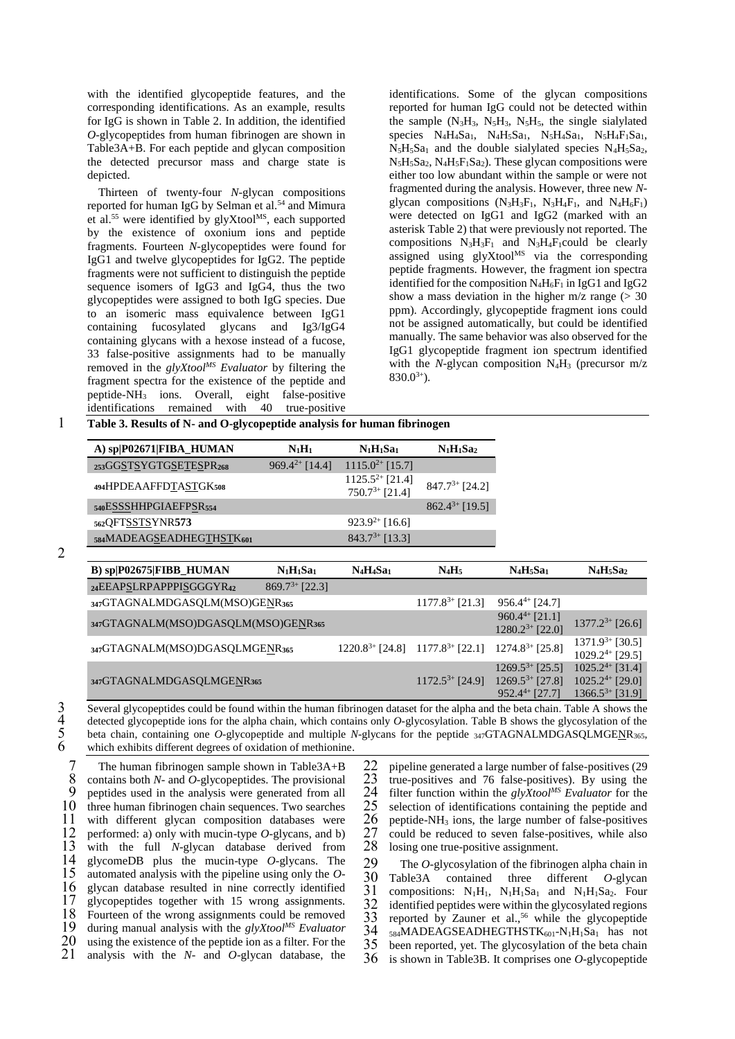with the identified glycopeptide features, and the corresponding identifications. As an example, results for IgG is shown in Table 2. In addition, the identified *O*-glycopeptides from human fibrinogen are shown in Table3A+B. For each peptide and glycan composition the detected precursor mass and charge state is depicted.

Thirteen of twenty-four *N*-glycan compositions reported for human IgG by Selman et al.[54] and Mimura et al.[55] were identified by glyXtool$^{MS}$, each supported by the existence of oxonium ions and peptide fragments. Fourteen *N*-glycopeptides were found for IgG1 and twelve glycopeptides for IgG2. The peptide fragments were not sufficient to distinguish the peptide sequence isomers of IgG3 and IgG4, thus the two glycopeptides were assigned to both IgG species. Due to an isomeric mass equivalence between IgG1 containing fucosylated glycans and Ig3/IgG4 containing glycans with a hexose instead of a fucose, 33 false-positive assignments had to be manually removed in the *glyXtool$^{MS}$ Evaluator* by filtering the fragment spectra for the existence of the peptide and peptide-$NH_3$ ions. Overall, eight false-positive identifications remained with 40 true-positive identifications. Some of the glycan compositions reported for human IgG could not be detected within the sample ($N_3H_3$, $N_5H_3$, $N_5H_5$, the single sialylated species $N_4H_4Sa_1$, $N_4H_5Sa_1$, $N_5H_4Sa_1$, $N_5H_4F_1Sa_1$, $N_5H_5Sa_1$ and the double sialylated species $N_4H_5Sa_2$, $N_5H_5Sa_2$, $N_4H_5F_1Sa_2$). These glycan compositions were either too low abundant within the sample or were not fragmented during the analysis. However, three new *N*-glycan compositions ($N_3H_3F_1$, $N_3H_4F_1$, and $N_4H_6F_1$) were detected on IgG1 and IgG2 (marked with an asterisk Table 2) that were previously not reported. The compositions $N_3H_3F_1$ and $N_3H_4F_1$could be clearly assigned using glyXtool$^{MS}$ via the corresponding peptide fragments. However, the fragment ion spectra identified for the composition $N_4H_6F_1$ in IgG1 and IgG2 show a mass deviation in the higher m/z range (> 30 ppm). Accordingly, glycopeptide fragment ions could not be assigned automatically, but could be identified manually. The same behavior was also observed for the IgG1 glycopeptide fragment ion spectrum identified with the *N*-glycan composition $N_4H_3$ (precursor m/z $830.0^{3+}$).

**Table 3. Results of N- and O-glycopeptide analysis for human fibrinogen**

| A) sp\|P02671\|FIBA_HUMAN | $N_1H_1$ | $N_1H_1Sa_1$ | $N_1H_1Sa_2$ |
|---|---|---|---|
| 253GGSTSYGTGSETESPR268 | $969.4^{2+}$ [14.4] | $1115.0^{2+}$ [15.7] | |
| 494HPDEAAFFDTASTGK508 | | $1125.5^{2+}$ [21.4] $750.7^{3+}$ [21.4] | $847.7^{3+}$ [24.2] |
| 540ESSSHHPGIAEFPSR554 | | | $862.4^{3+}$ [19.5] |
| 562QFTSSTSYNR573 | | $923.9^{2+}$ [16.6] | |
| 584MADEAGSEADHEGTHSTK601 | | $843.7^{3+}$ [13.3] | |

| B) sp\|P02675\|FIBB_HUMAN | $N_1H_1Sa_1$ | $N_4H_4Sa_1$ | $N_4H_5$ | $N_4H_5Sa_1$ | $N_4H_5Sa_2$ |
|---|---|---|---|---|---|
| 24EEAPSLRPAPPPISGGGYR42 | $869.7^{3+}$ [22.3] | | | | |
| 347GTAGNALMDGASQLM(MSO)GENR365 | | | $1177.8^{3+}$ [21.3] | $956.4^{4+}$ [24.7] | |
| 347GTAGNALM(MSO)DGASQLM(MSO)GENR365 | | | | $960.4^{4+}$ [21.1] $1280.2^{3+}$ [22.0] | $1377.2^{3+}$ [26.6] |
| 347GTAGNALM(MSO)DGASQLMGENR365 | | $1220.8^{3+}$ [24.8] | $1177.8^{3+}$ [22.1] | $1274.8^{3+}$ [25.8] | $1371.9^{3+}$ [30.5] $1029.2^{4+}$ [29.5] |
| 347GTAGNALMDGASQLMGENR365 | | | $1172.5^{3+}$ [24.9] | $1269.5^{3+}$ [25.5] $1269.5^{3+}$ [27.8] $952.4^{4+}$ [27.7] | $1025.2^{4+}$ [31.4] $1025.2^{4+}$ [29.0] $1366.5^{3+}$ [31.9] |

Several glycopeptides could be found within the human fibrinogen dataset for the alpha and the beta chain. Table A shows the detected glycopeptide ions for the alpha chain, which contains only *O*-glycosylation. Table B shows the glycosylation of the beta chain, containing one *O*-glycopeptide and multiple *N*-glycans for the peptide 347GTAGNALMDGASQLMGENR365, which exhibits different degrees of oxidation of methionine.

The human fibrinogen sample shown in Table3A+B contains both *N*- and *O*-glycopeptides. The provisional peptides used in the analysis were generated from all three human fibrinogen chain sequences. Two searches with different glycan composition databases were performed: a) only with mucin-type *O*-glycans, and b) with the full *N*-glycan database derived from glycomeDB plus the mucin-type *O*-glycans. The automated analysis with the pipeline using only the *O*-glycan database resulted in nine correctly identified glycopeptides together with 15 wrong assignments. Fourteen of the wrong assignments could be removed during manual analysis with the *glyXtool$^{MS}$ Evaluator* using the existence of the peptide ion as a filter. For the analysis with the *N*- and *O*-glycan database, the pipeline generated a large number of false-positives (29 true-positives and 76 false-positives). By using the filter function within the *glyXtool$^{MS}$ Evaluator* for the selection of identifications containing the peptide and peptide-$NH_3$ ions, the large number of false-positives could be reduced to seven false-positives, while also losing one true-positive assignment.

The *O*-glycosylation of the fibrinogen alpha chain in Table3A contained three different *O*-glycan compositions: $N_1H_1$, $N_1H_1Sa_1$ and $N_1H_1Sa_2$. Four identified peptides were within the glycosylated regions reported by Zauner et al.,[56] while the glycopeptide 584MADEAGSEADHEGTHSTK601-$N_1H_1Sa_1$ has not been reported, yet. The glycosylation of the beta chain is shown in Table3B. It comprises one *O*-glycopeptide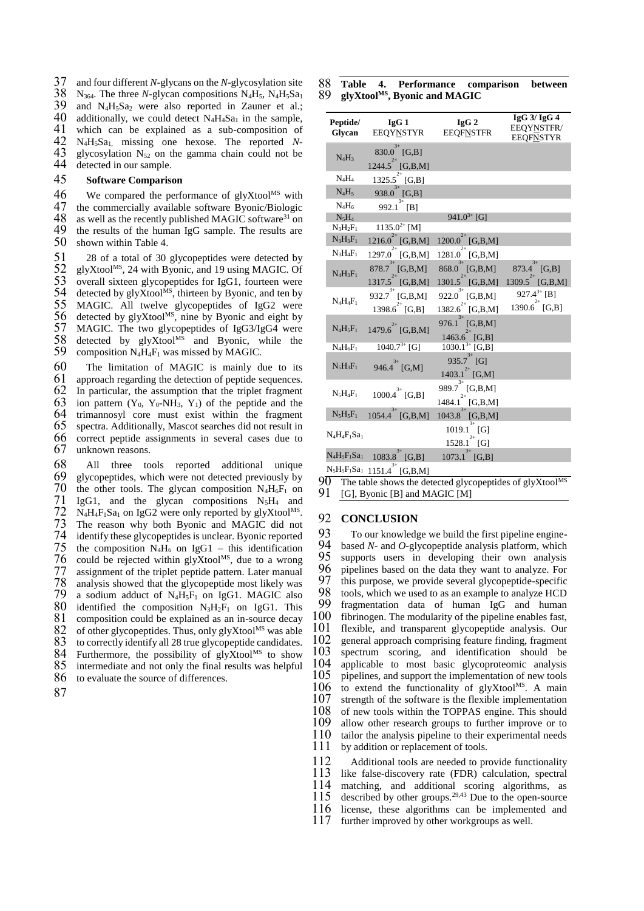and four different *N*-glycans on the *N*-glycosylation site $N_{364}$. The three *N*-glycan compositions $N_4H_5$, $N_4H_5Sa_1$ and $N_4H_5Sa_2$ were also reported in Zauner et al.; additionally, we could detect $N_4H_4Sa_1$ in the sample, which can be explained as a sub-composition of $N_4H_5Sa_1$, missing one hexose. The reported *N*-glycosylation $N_{52}$ on the gamma chain could not be detected in our sample.

### Software Comparison

We compared the performance of glyXtool$^{MS}$ with the commercially available software Byonic/Biologic as well as the recently published MAGIC software[31] on the results of the human IgG sample. The results are shown within Table 4.

28 of a total of 30 glycopeptides were detected by glyXtool$^{MS}$, 24 with Byonic, and 19 using MAGIC. Of overall sixteen glycopeptides for IgG1, fourteen were detected by glyXtool$^{MS}$, thirteen by Byonic, and ten by MAGIC. All twelve glycopeptides of IgG2 were detected by glyXtool$^{MS}$, nine by Byonic and eight by MAGIC. The two glycopeptides of IgG3/IgG4 were detected by glyXtool$^{MS}$ and Byonic, while the composition $N_4H_4F_1$ was missed by MAGIC.

The limitation of MAGIC is mainly due to its approach regarding the detection of peptide sequences. In particular, the assumption that the triplet fragment ion pattern ($Y_0$, $Y_0$-$NH_3$, $Y_1$) of the peptide and the trimannosyl core must exist within the fragment spectra. Additionally, Mascot searches did not result in correct peptide assignments in several cases due to unknown reasons.

All three tools reported additional unique glycopeptides, which were not detected previously by the other tools. The glycan composition $N_4H_6F_1$ on IgG1, and the glycan compositions $N_5H_4$ and $N_4H_4F_1Sa_1$ on IgG2 were only reported by glyXtool$^{MS}$. The reason why both Byonic and MAGIC did not identify these glycopeptides is unclear. Byonic reported the composition $N_4H_6$ on IgG1 – this identification could be rejected within glyXtool$^{MS}$, due to a wrong assignment of the triplet peptide pattern. Later manual analysis showed that the glycopeptide most likely was a sodium adduct of $N_4H_5F_1$ on IgG1. MAGIC also identified the composition $N_3H_2F_1$ on IgG1. This composition could be explained as an in-source decay of other glycopeptides. Thus, only glyXtool$^{MS}$ was able to correctly identify all 28 true glycopeptide candidates. Furthermore, the possibility of glyXtool$^{MS}$ to show intermediate and not only the final results was helpful to evaluate the source of differences.

**Table 4. Performance comparison between glyXtool$^{MS}$, Byonic and MAGIC**

| Peptide/ Glycan | IgG 1 EEQYNSTYR | IgG 2 EEQFNSTFR | IgG 3/ IgG 4 EEQYNSTFR/ EEQFNSTYR |
|---|---|---|---|
| $N_4H_3$ | $830.0^{3+}$ [G,B]<br>$1244.5^{2+}$ [G,B,M] | | |
| $N_4H_4$ | $1325.5^{2+}$ [G,B] | | |
| $N_4H_5$ | $938.0^{3+}$ [G,B] | | |
| $N_4H_6$ | $992.1^{3+}$ [B] | | |
| $N_5H_4$ | | $941.0^{3+}$ [G] | |
| $N_3H_2F_1$ | $1135.0^{2+}$ [M] | | |
| $N_3H_3F_1$ | $1216.0^{2+}$ [G,B,M] | $1200.0^{2+}$ [G,B,M] | |
| $N_3H_4F_1$ | $1297.0^{2+}$ [G,B,M] | $1281.0^{2+}$ [G,B,M] | |
| $N_4H_3F_1$ | $878.7^{3+}$ [G,B,M]<br>$1317.5^{2+}$ [G,B,M] | $868.0^{3+}$ [G,B,M]<br>$1301.5^{2+}$ [G,B,M] | $873.4^{3+}$ [G,B]<br>$1309.5^{2+}$ [G,B,M] |
| $N_4H_4F_1$ | $932.7^{3+}$ [G,B,M]<br>$1398.6^{2+}$ [G,B] | $922.0^{3+}$ [G,B,M]<br>$1382.6^{2+}$ [G,B,M] | $927.4^{3+}$ [B]<br>$1390.6^{2+}$ [G,B] |
| $N_4H_5F_1$ | $1479.6^{2+}$ [G,B,M] | $976.1^{3+}$ [G,B,M]<br>$1463.6^{2+}$ [G,B] | |
| $N_4H_6F_1$ | $1040.7^{3+}$ [G] | $1030.1^{3+}$ [G,B] | |
| $N_5H_3F_1$ | $946.4^{3+}$ [G,M] | $935.7^{3+}$ [G]<br>$1403.1^{2+}$ [G,M] | |
| $N_5H_4F_1$ | $1000.4^{3+}$ [G,B] | $989.7^{3+}$ [G,B,M]<br>$1484.1^{2+}$ [G,B,M] | |
| $N_5H_5F_1$ | $1054.4^{3+}$ [G,B,M] | $1043.8^{3+}$ [G,B,M] | |
| $N_4H_4F_1Sa_1$ | | $1019.1^{3+}$ [G]<br>$1528.1^{2+}$ [G] | |
| $N_4H_5F_1Sa_1$ | $1083.8^{3+}$ [G,B] | $1073.1^{3+}$ [G,B] | |
| $N_5H_5F_1Sa_1$ | $1151.4^{3+}$ [G,B,M] | | |

The table shows the detected glycopeptides of glyXtool$^{MS}$ [G], Byonic [B] and MAGIC [M]

## CONCLUSION

To our knowledge we build the first pipeline engine-based *N*- and *O*-glycopeptide analysis platform, which supports users in developing their own analysis pipelines based on the data they want to analyze. For this purpose, we provide several glycopeptide-specific tools, which we used to as an example to analyze HCD fragmentation data of human IgG and human fibrinogen. The modularity of the pipeline enables fast, flexible, and transparent glycopeptide analysis. Our general approach comprising feature finding, fragment spectrum scoring, and identification should be applicable to most basic glycoproteomic analysis pipelines, and support the implementation of new tools to extend the functionality of glyXtool$^{MS}$. A main strength of the software is the flexible implementation of new tools within the TOPPAS engine. This should allow other research groups to further improve or to tailor the analysis pipeline to their experimental needs by addition or replacement of tools.

Additional tools are needed to provide functionality like false-discovery rate (FDR) calculation, spectral matching, and additional scoring algorithms, as described by other groups.[29,43] Due to the open-source license, these algorithms can be implemented and further improved by other workgroups as well.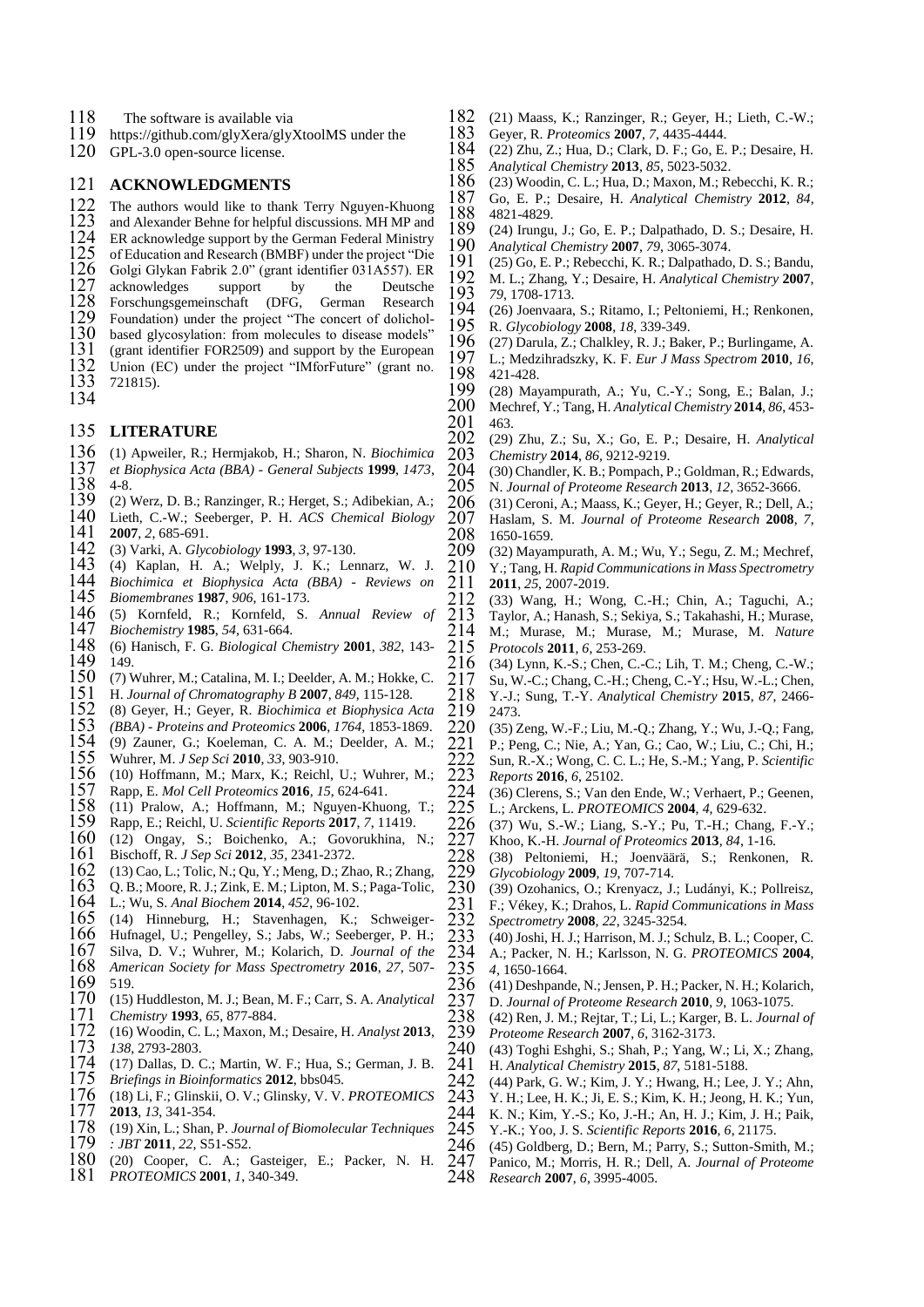The software is available via https://github.com/glyXera/glyXtoolMS under the GPL-3.0 open-source license.

## ACKNOWLEDGMENTS

The authors would like to thank Terry Nguyen-Khuong and Alexander Behne for helpful discussions. MH MP and ER acknowledge support by the German Federal Ministry of Education and Research (BMBF) under the project "Die Golgi Glykan Fabrik 2.0" (grant identifier 031A557). ER acknowledges support by the Deutsche Forschungsgemeinschaft (DFG, German Research Foundation) under the project "The concert of dolichol-based glycosylation: from molecules to disease models" (grant identifier FOR2509) and support by the European Union (EC) under the project "IMforFuture" (grant no. 721815).

## LITERATURE

(1) Apweiler, R.; Hermjakob, H.; Sharon, N. *Biochimica et Biophysica Acta (BBA) - General Subjects* **1999**, *1473*, 4-8.

(2) Werz, D. B.; Ranzinger, R.; Herget, S.; Adibekian, A.; Lieth, C.-W.; Seeberger, P. H. *ACS Chemical Biology* **2007**, *2*, 685-691.

(3) Varki, A. *Glycobiology* **1993**, *3*, 97-130.

(4) Kaplan, H. A.; Welply, J. K.; Lennarz, W. J. *Biochimica et Biophysica Acta (BBA) - Reviews on Biomembranes* **1987**, *906*, 161-173.

(5) Kornfeld, R.; Kornfeld, S. *Annual Review of Biochemistry* **1985**, *54*, 631-664.

(6) Hanisch, F. G. *Biological Chemistry* **2001**, *382*, 143-149.

(7) Wuhrer, M.; Catalina, M. I.; Deelder, A. M.; Hokke, C. H. *Journal of Chromatography B* **2007**, *849*, 115-128.

(8) Geyer, H.; Geyer, R. *Biochimica et Biophysica Acta (BBA) - Proteins and Proteomics* **2006**, *1764*, 1853-1869.

(9) Zauner, G.; Koeleman, C. A. M.; Deelder, A. M.; Wuhrer, M. *J Sep Sci* **2010**, *33*, 903-910.

(10) Hoffmann, M.; Marx, K.; Reichl, U.; Wuhrer, M.; Rapp, E. *Mol Cell Proteomics* **2016**, *15*, 624-641.

(11) Pralow, A.; Hoffmann, M.; Nguyen-Khuong, T.; Rapp, E.; Reichl, U. *Scientific Reports* **2017**, *7*, 11419.

(12) Ongay, S.; Boichenko, A.; Govorukhina, N.; Bischoff, R. *J Sep Sci* **2012**, *35*, 2341-2372.

(13) Cao, L.; Tolic, N.; Qu, Y.; Meng, D.; Zhao, R.; Zhang, Q. B.; Moore, R. J.; Zink, E. M.; Lipton, M. S.; Paga-Tolic, L.; Wu, S. *Anal Biochem* **2014**, *452*, 96-102.

(14) Hinneburg, H.; Stavenhagen, K.; Schweiger-Hufnagel, U.; Pengelley, S.; Jabs, W.; Seeberger, P. H.; Silva, D. V.; Wuhrer, M.; Kolarich, D. *Journal of the American Society for Mass Spectrometry* **2016**, *27*, 507-519.

(15) Huddleston, M. J.; Bean, M. F.; Carr, S. A. *Analytical Chemistry* **1993**, *65*, 877-884.

(16) Woodin, C. L.; Maxon, M.; Desaire, H. *Analyst* **2013**, *138*, 2793-2803.

(17) Dallas, D. C.; Martin, W. F.; Hua, S.; German, J. B. *Briefings in Bioinformatics* **2012**, bbs045.

(18) Li, F.; Glinskii, O. V.; Glinsky, V. V. *PROTEOMICS* **2013**, *13*, 341-354.

(19) Xin, L.; Shan, P. *Journal of Biomolecular Techniques : JBT* **2011**, *22*, S51-S52.

(20) Cooper, C. A.; Gasteiger, E.; Packer, N. H. *PROTEOMICS* **2001**, *1*, 340-349.

(21) Maass, K.; Ranzinger, R.; Geyer, H.; Lieth, C.-W.; Geyer, R. *Proteomics* **2007**, *7*, 4435-4444.

(22) Zhu, Z.; Hua, D.; Clark, D. F.; Go, E. P.; Desaire, H. *Analytical Chemistry* **2013**, *85*, 5023-5032.

(23) Woodin, C. L.; Hua, D.; Maxon, M.; Rebecchi, K. R.; Go, E. P.; Desaire, H. *Analytical Chemistry* **2012**, *84*, 4821-4829.

(24) Irungu, J.; Go, E. P.; Dalpathado, D. S.; Desaire, H. *Analytical Chemistry* **2007**, *79*, 3065-3074.

(25) Go, E. P.; Rebecchi, K. R.; Dalpathado, D. S.; Bandu, M. L.; Zhang, Y.; Desaire, H. *Analytical Chemistry* **2007**, *79*, 1708-1713.

(26) Joenvaara, S.; Ritamo, I.; Peltoniemi, H.; Renkonen, R. *Glycobiology* **2008**, *18*, 339-349.

(27) Darula, Z.; Chalkley, R. J.; Baker, P.; Burlingame, A. L.; Medzihradszky, K. F. *Eur J Mass Spectrom* **2010**, *16*, 421-428.

(28) Mayampurath, A.; Yu, C.-Y.; Song, E.; Balan, J.; Mechref, Y.; Tang, H. *Analytical Chemistry* **2014**, *86*, 453-463.

(29) Zhu, Z.; Su, X.; Go, E. P.; Desaire, H. *Analytical Chemistry* **2014**, *86*, 9212-9219.

(30) Chandler, K. B.; Pompach, P.; Goldman, R.; Edwards, N. *Journal of Proteome Research* **2013**, *12*, 3652-3666.

(31) Ceroni, A.; Maass, K.; Geyer, H.; Geyer, R.; Dell, A.; Haslam, S. M. *Journal of Proteome Research* **2008**, *7*, 1650-1659.

(32) Mayampurath, A. M.; Wu, Y.; Segu, Z. M.; Mechref, Y.; Tang, H. *Rapid Communications in Mass Spectrometry* **2011**, *25*, 2007-2019.

(33) Wang, H.; Wong, C.-H.; Chin, A.; Taguchi, A.; Taylor, A.; Hanash, S.; Sekiya, S.; Takahashi, H.; Murase, M.; Murase, M.; Murase, M.; Murase, M. *Nature Protocols* **2011**, *6*, 253-269.

(34) Lynn, K.-S.; Chen, C.-C.; Lih, T. M.; Cheng, C.-W.; Su, W.-C.; Chang, C.-H.; Cheng, C.-Y.; Hsu, W.-L.; Chen, Y.-J.; Sung, T.-Y. *Analytical Chemistry* **2015**, *87*, 2466-2473.

(35) Zeng, W.-F.; Liu, M.-Q.; Zhang, Y.; Wu, J.-Q.; Fang, P.; Peng, C.; Nie, A.; Yan, G.; Cao, W.; Liu, C.; Chi, H.; Sun, R.-X.; Wong, C. C. L.; He, S.-M.; Yang, P. *Scientific Reports* **2016**, *6*, 25102.

(36) Clerens, S.; Van den Ende, W.; Verhaert, P.; Geenen, L.; Arckens, L. *PROTEOMICS* **2004**, *4*, 629-632.

(37) Wu, S.-W.; Liang, S.-Y.; Pu, T.-H.; Chang, F.-Y.; Khoo, K.-H. *Journal of Proteomics* **2013**, *84*, 1-16.

(38) Peltoniemi, H.; Joenväärä, S.; Renkonen, R. *Glycobiology* **2009**, *19*, 707-714.

(39) Ozohanics, O.; Krenyacz, J.; Ludányi, K.; Pollreisz, F.; Vékey, K.; Drahos, L. *Rapid Communications in Mass Spectrometry* **2008**, *22*, 3245-3254.

(40) Joshi, H. J.; Harrison, M. J.; Schulz, B. L.; Cooper, C. A.; Packer, N. H.; Karlsson, N. G. *PROTEOMICS* **2004**, *4*, 1650-1664.

(41) Deshpande, N.; Jensen, P. H.; Packer, N. H.; Kolarich, D. *Journal of Proteome Research* **2010**, *9*, 1063-1075.

(42) Ren, J. M.; Rejtar, T.; Li, L.; Karger, B. L. *Journal of Proteome Research* **2007**, *6*, 3162-3173.

(43) Toghi Eshghi, S.; Shah, P.; Yang, W.; Li, X.; Zhang, H. *Analytical Chemistry* **2015**, *87*, 5181-5188.

(44) Park, G. W.; Kim, J. Y.; Hwang, H.; Lee, J. Y.; Ahn, Y. H.; Lee, H. K.; Ji, E. S.; Kim, K. H.; Jeong, H. K.; Yun, K. N.; Kim, Y.-S.; Ko, J.-H.; An, H. J.; Kim, J. H.; Paik, Y.-K.; Yoo, J. S. *Scientific Reports* **2016**, *6*, 21175.

(45) Goldberg, D.; Bern, M.; Parry, S.; Sutton-Smith, M.; Panico, M.; Morris, H. R.; Dell, A. *Journal of Proteome Research* **2007**, *6*, 3995-4005.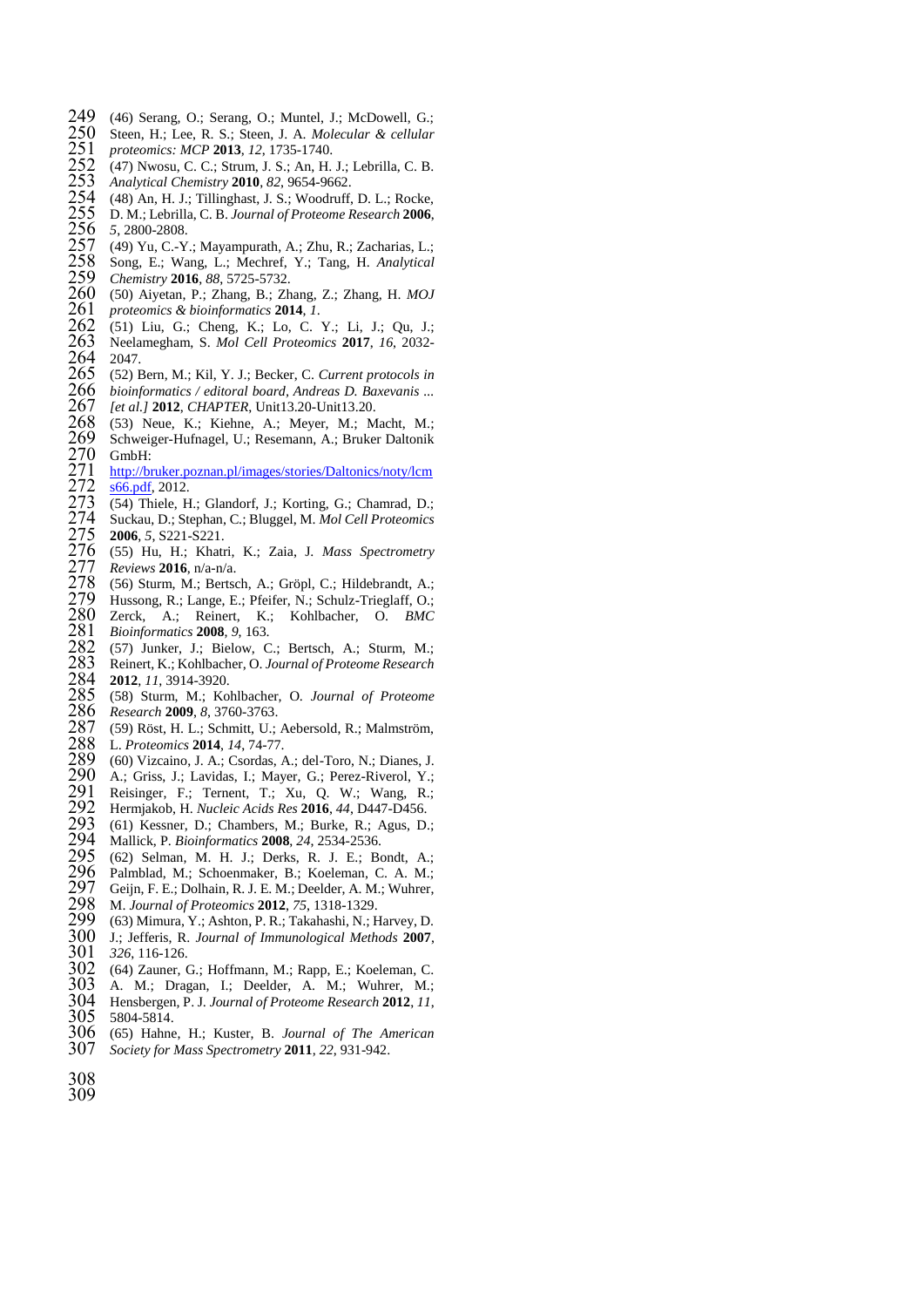(46) Serang, O.; Serang, O.; Muntel, J.; McDowell, G.; Steen, H.; Lee, R. S.; Steen, J. A. *Molecular & cellular proteomics: MCP* **2013**, *12*, 1735-1740.

(47) Nwosu, C. C.; Strum, J. S.; An, H. J.; Lebrilla, C. B. *Analytical Chemistry* **2010**, *82*, 9654-9662.

(48) An, H. J.; Tillinghast, J. S.; Woodruff, D. L.; Rocke, D. M.; Lebrilla, C. B. *Journal of Proteome Research* **2006**, *5*, 2800-2808.

(49) Yu, C.-Y.; Mayampurath, A.; Zhu, R.; Zacharias, L.; Song, E.; Wang, L.; Mechref, Y.; Tang, H. *Analytical Chemistry* **2016**, *88*, 5725-5732.

(50) Aiyetan, P.; Zhang, B.; Zhang, Z.; Zhang, H. *MOJ proteomics & bioinformatics* **2014**, *1*.

(51) Liu, G.; Cheng, K.; Lo, C. Y.; Li, J.; Qu, J.; Neelamegham, S. *Mol Cell Proteomics* **2017**, *16*, 2032-2047.

(52) Bern, M.; Kil, Y. J.; Becker, C. *Current protocols in bioinformatics / editoral board, Andreas D. Baxevanis ... [et al.]* **2012**, *CHAPTER*, Unit13.20-Unit13.20.

(53) Neue, K.; Kiehne, A.; Meyer, M.; Macht, M.; Schweiger-Hufnagel, U.; Resemann, A.; Bruker Daltonik GmbH: http://bruker.poznan.pl/images/stories/Daltonics/noty/lcms66.pdf, 2012.

(54) Thiele, H.; Glandorf, J.; Korting, G.; Chamrad, D.; Suckau, D.; Stephan, C.; Bluggel, M. *Mol Cell Proteomics* **2006**, *5*, S221-S221.

(55) Hu, H.; Khatri, K.; Zaia, J. *Mass Spectrometry Reviews* **2016**, n/a-n/a.

(56) Sturm, M.; Bertsch, A.; Gröpl, C.; Hildebrandt, A.; Hussong, R.; Lange, E.; Pfeifer, N.; Schulz-Trieglaff, O.; Zerck, A.; Reinert, K.; Kohlbacher, O. *BMC Bioinformatics* **2008**, *9*, 163.

(57) Junker, J.; Bielow, C.; Bertsch, A.; Sturm, M.; Reinert, K.; Kohlbacher, O. *Journal of Proteome Research* **2012**, *11*, 3914-3920.

(58) Sturm, M.; Kohlbacher, O. *Journal of Proteome Research* **2009**, *8*, 3760-3763.

(59) Röst, H. L.; Schmitt, U.; Aebersold, R.; Malmström, L. *Proteomics* **2014**, *14*, 74-77.

(60) Vizcaino, J. A.; Csordas, A.; del-Toro, N.; Dianes, J. A.; Griss, J.; Lavidas, I.; Mayer, G.; Perez-Riverol, Y.; Reisinger, F.; Ternent, T.; Xu, Q. W.; Wang, R.; Hermjakob, H. *Nucleic Acids Res* **2016**, *44*, D447-D456.

(61) Kessner, D.; Chambers, M.; Burke, R.; Agus, D.; Mallick, P. *Bioinformatics* **2008**, *24*, 2534-2536.

(62) Selman, M. H. J.; Derks, R. J. E.; Bondt, A.; Palmblad, M.; Schoenmaker, B.; Koeleman, C. A. M.; Geijn, F. E.; Dolhain, R. J. E. M.; Deelder, A. M.; Wuhrer, M. *Journal of Proteomics* **2012**, *75*, 1318-1329.

(63) Mimura, Y.; Ashton, P. R.; Takahashi, N.; Harvey, D. J.; Jefferis, R. *Journal of Immunological Methods* **2007**, *326*, 116-126.

(64) Zauner, G.; Hoffmann, M.; Rapp, E.; Koeleman, C. A. M.; Dragan, I.; Deelder, A. M.; Wuhrer, M.; Hensbergen, P. J. *Journal of Proteome Research* **2012**, *11*, 5804-5814.

(65) Hahne, H.; Kuster, B. *Journal of The American Society for Mass Spectrometry* **2011**, *22*, 931-942.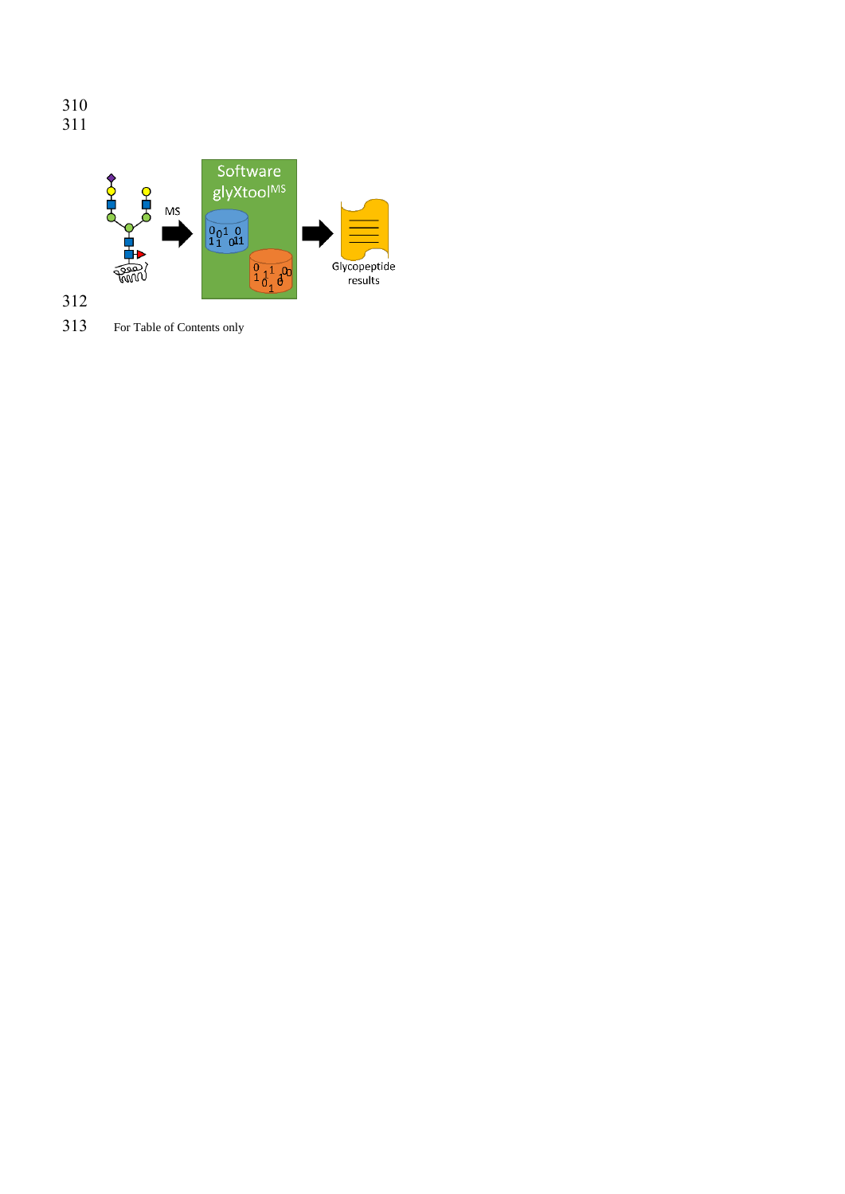MS

Software glyXtool$^{MS}$

Glycopeptide results

For Table of Contents only